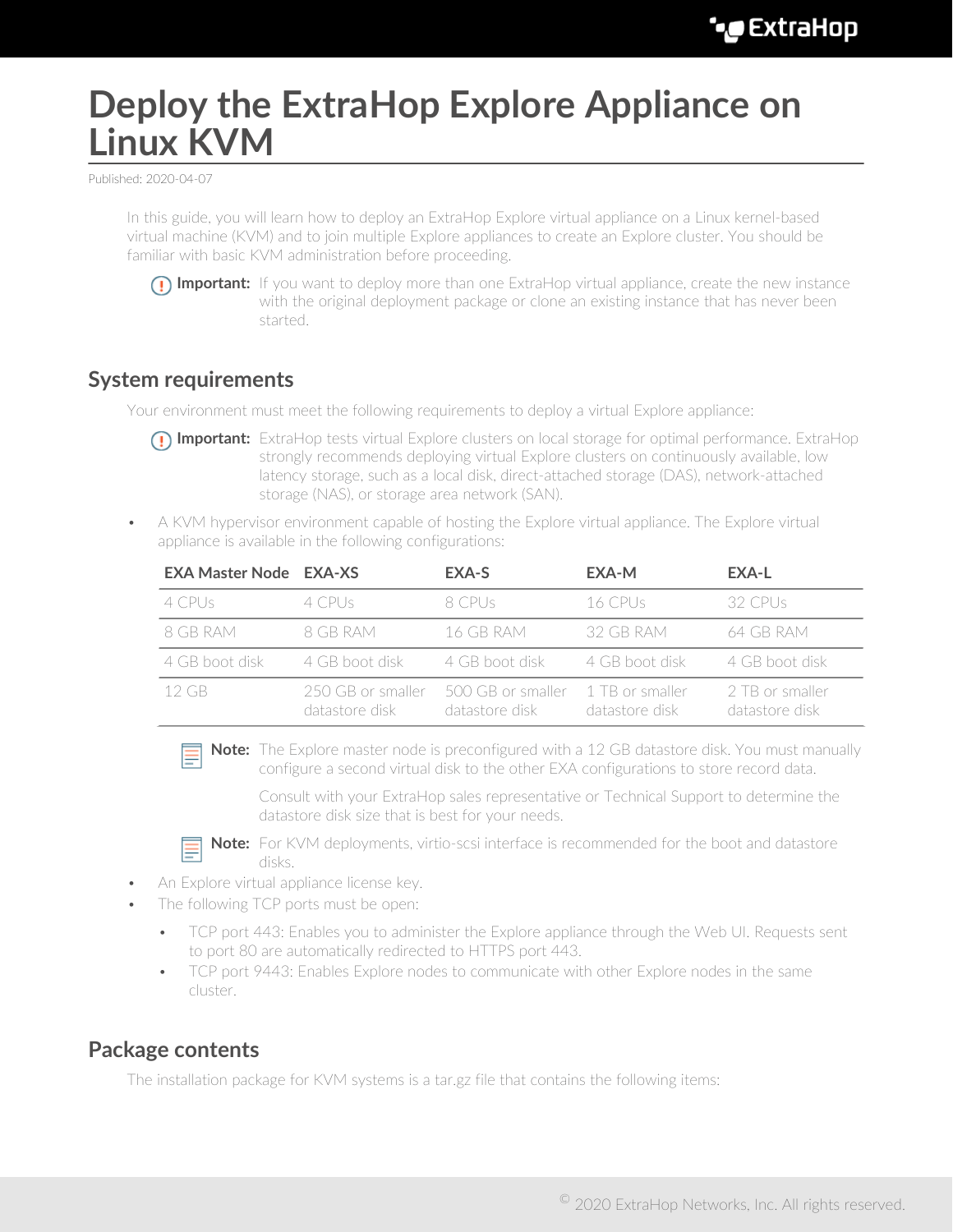# Deploy the ExtraHop Explore Appliance on Linux KVM

Published: 2020-04-07

In this guide, you will learn how to deploy an ExtraHop Explore virtual appliance on a Linux kernel-based virtual machine (KVM) and to join multiple Explore appliances to create an Explore cluster. You should be familiar with basic KVM administration before proceeding.

> **Important:** If you want to deploy more than one ExtraHop virtual appliance, create the new instance with the original deployment package or clone an existing instance that has never been started.

## System requirements

Your environment must meet the following requirements to deploy a virtual Explore appliance:

> **Important:** ExtraHop tests virtual Explore clusters on local storage for optimal performance. ExtraHop strongly recommends deploying virtual Explore clusters on continuously available, low latency storage, such as a local disk, direct-attached storage (DAS), network-attached storage (NAS), or storage area network (SAN).

- A KVM hypervisor environment capable of hosting the Explore virtual appliance. The Explore virtual appliance is available in the following configurations:

| EXA Master Node | EXA-XS | EXA-S | EXA-M | EXA-L |
| --- | --- | --- | --- | --- |
| 4 CPUs | 4 CPUs | 8 CPUs | 16 CPUs | 32 CPUs |
| 8 GB RAM | 8 GB RAM | 16 GB RAM | 32 GB RAM | 64 GB RAM |
| 4 GB boot disk | 4 GB boot disk | 4 GB boot disk | 4 GB boot disk | 4 GB boot disk |
| 12 GB | 250 GB or smaller datastore disk | 500 GB or smaller datastore disk | 1 TB or smaller datastore disk | 2 TB or smaller datastore disk |

> **Note:** The Explore master node is preconfigured with a 12 GB datastore disk. You must manually configure a second virtual disk to the other EXA configurations to store record data.
>
> Consult with your ExtraHop sales representative or Technical Support to determine the datastore disk size that is best for your needs.

> **Note:** For KVM deployments, virtio-scsi interface is recommended for the boot and datastore disks.

- An Explore virtual appliance license key.
- The following TCP ports must be open:
  - TCP port 443: Enables you to administer the Explore appliance through the Web UI. Requests sent to port 80 are automatically redirected to HTTPS port 443.
  - TCP port 9443: Enables Explore nodes to communicate with other Explore nodes in the same cluster.

## Package contents

The installation package for KVM systems is a tar.gz file that contains the following items: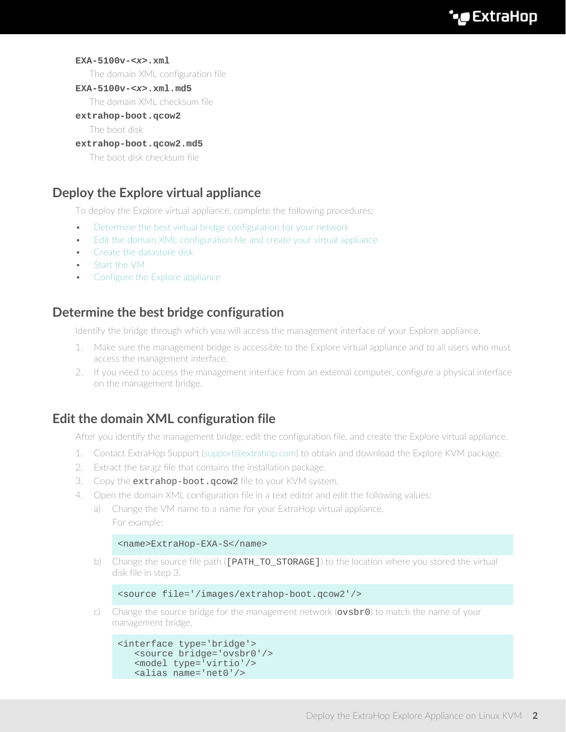**EXA-5100v-<x>.xml**

The domain XML configuration file

**EXA-5100v-<x>.xml.md5**

The domain XML checksum file

**extrahop-boot.qcow2**

The boot disk

**extrahop-boot.qcow2.md5**

The boot disk checksum file

## Deploy the Explore virtual appliance

To deploy the Explore virtual appliance, complete the following procedures:

- Determine the best virtual bridge configuration for your network
- Edit the domain XML configuration file and create your virtual appliance
- Create the datastore disk
- Start the VM
- Configure the Explore appliance

## Determine the best bridge configuration

Identify the bridge through which you will access the management interface of your Explore appliance.

1. Make sure the management bridge is accessible to the Explore virtual appliance and to all users who must access the management interface.
2. If you need to access the management interface from an external computer, configure a physical interface on the management bridge.

## Edit the domain XML configuration file

After you identify the management bridge, edit the configuration file, and create the Explore virtual appliance.

1. Contact ExtraHop Support (support@extrahop.com) to obtain and download the Explore KVM package.
2. Extract the tar.gz file that contains the installation package.
3. Copy the `extrahop-boot.qcow2` file to your KVM system.
4. Open the domain XML configuration file in a text editor and edit the following values:
   a) Change the VM name to a name for your ExtraHop virtual appliance.

      For example:

      ```
      <name>ExtraHop-EXA-S</name>
      ```

   b) Change the source file path (`[PATH_TO_STORAGE]`) to the location where you stored the virtual disk file in step 3.

      ```
      <source file='/images/extrahop-boot.qcow2'/>
      ```

   c) Change the source bridge for the management network (`ovsbr0`) to match the name of your management bridge.

      ```
      <interface type='bridge'>
         <source bridge='ovsbr0'/>
         <model type='virtio'/>
         <alias name='net0'/>
      ```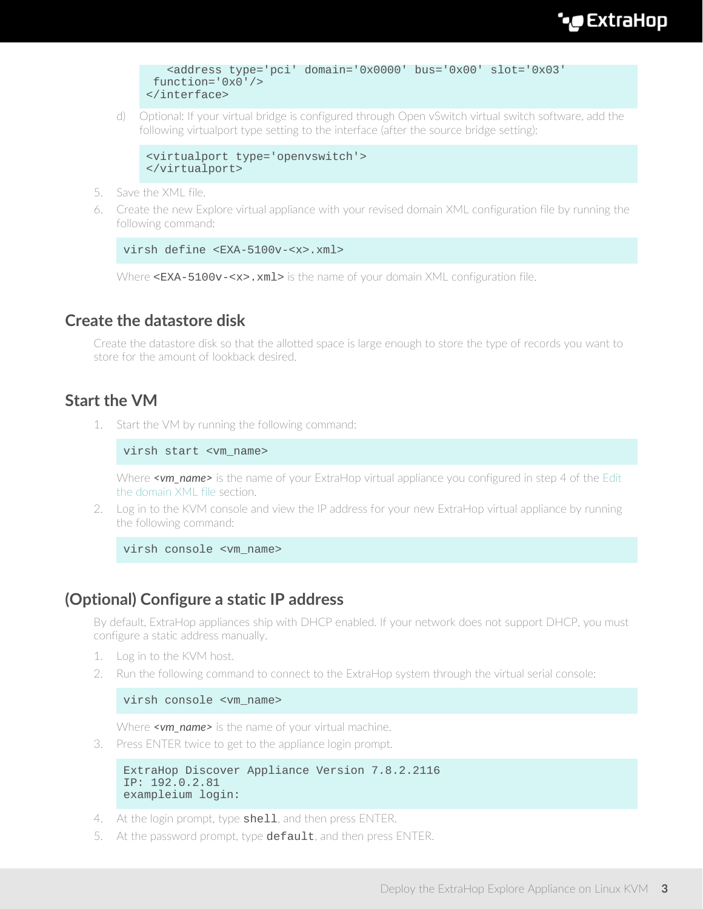```
    <address type='pci' domain='0x0000' bus='0x00' slot='0x03'
  function='0x0'/>
</interface>
```

d) Optional: If your virtual bridge is configured through Open vSwitch virtual switch software, add the following virtualport type setting to the interface (after the source bridge setting):

```
<virtualport type='openvswitch'>
</virtualport>
```

5. Save the XML file.
6. Create the new Explore virtual appliance with your revised domain XML configuration file by running the following command:

```
virsh define <EXA-5100v-<x>.xml>
```

Where `<EXA-5100v-<x>.xml>` is the name of your domain XML configuration file.

## Create the datastore disk

Create the datastore disk so that the allotted space is large enough to store the type of records you want to store for the amount of lookback desired.

## Start the VM

1. Start the VM by running the following command:

```
virsh start <vm_name>
```

Where ***<vm_name>*** is the name of your ExtraHop virtual appliance you configured in step 4 of the Edit the domain XML file section.

2. Log in to the KVM console and view the IP address for your new ExtraHop virtual appliance by running the following command:

```
virsh console <vm_name>
```

## (Optional) Configure a static IP address

By default, ExtraHop appliances ship with DHCP enabled. If your network does not support DHCP, you must configure a static address manually.

1. Log in to the KVM host.
2. Run the following command to connect to the ExtraHop system through the virtual serial console:

```
virsh console <vm_name>
```

Where ***<vm_name>*** is the name of your virtual machine.

3. Press ENTER twice to get to the appliance login prompt.

```
ExtraHop Discover Appliance Version 7.8.2.2116
IP: 192.0.2.81
exampleium login:
```

4. At the login prompt, type **shell**, and then press ENTER.
5. At the password prompt, type **default**, and then press ENTER.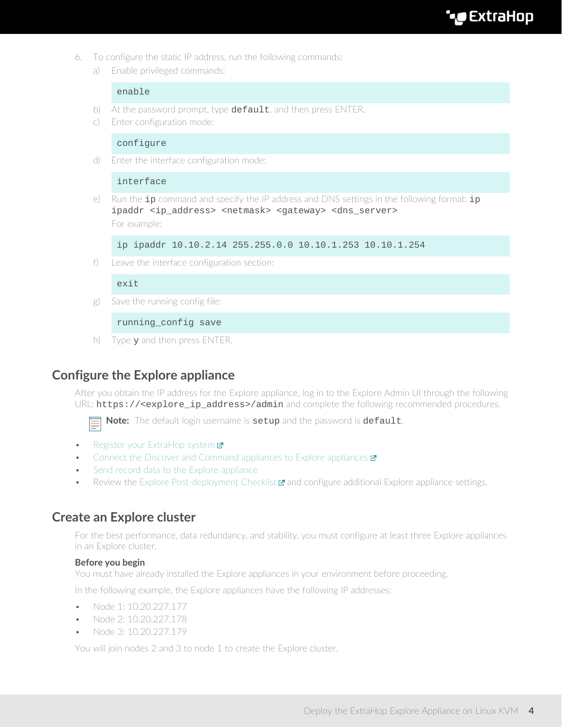6. To configure the static IP address, run the following commands:
   a) Enable privileged commands:

      ```
      enable
      ```

   b) At the password prompt, type `default`, and then press ENTER.
   c) Enter configuration mode:

      ```
      configure
      ```

   d) Enter the interface configuration mode:

      ```
      interface
      ```

   e) Run the `ip` command and specify the IP address and DNS settings in the following format: `ip ipaddr <ip_address> <netmask> <gateway> <dns_server>`

      For example:

      ```
      ip ipaddr 10.10.2.14 255.255.0.0 10.10.1.253 10.10.1.254
      ```

   f) Leave the interface configuration section:

      ```
      exit
      ```

   g) Save the running config file:

      ```
      running_config save
      ```

   h) Type `y` and then press ENTER.

## Configure the Explore appliance

After you obtain the IP address for the Explore appliance, log in to the Explore Admin UI through the following URL: `https://<explore_ip_address>/admin` and complete the following recommended procedures.

**Note:** The default login username is `setup` and the password is `default`.

- Register your ExtraHop system
- Connect the Discover and Command appliances to Explore appliances
- Send record data to the Explore appliance
- Review the Explore Post-deployment Checklist and configure additional Explore appliance settings.

## Create an Explore cluster

For the best performance, data redundancy, and stability, you must configure at least three Explore appliances in an Explore cluster.

**Before you begin**

You must have already installed the Explore appliances in your environment before proceeding.

In the following example, the Explore appliances have the following IP addresses:

- Node 1: 10.20.227.177
- Node 2: 10.20.227.178
- Node 3: 10.20.227.179

You will join nodes 2 and 3 to node 1 to create the Explore cluster.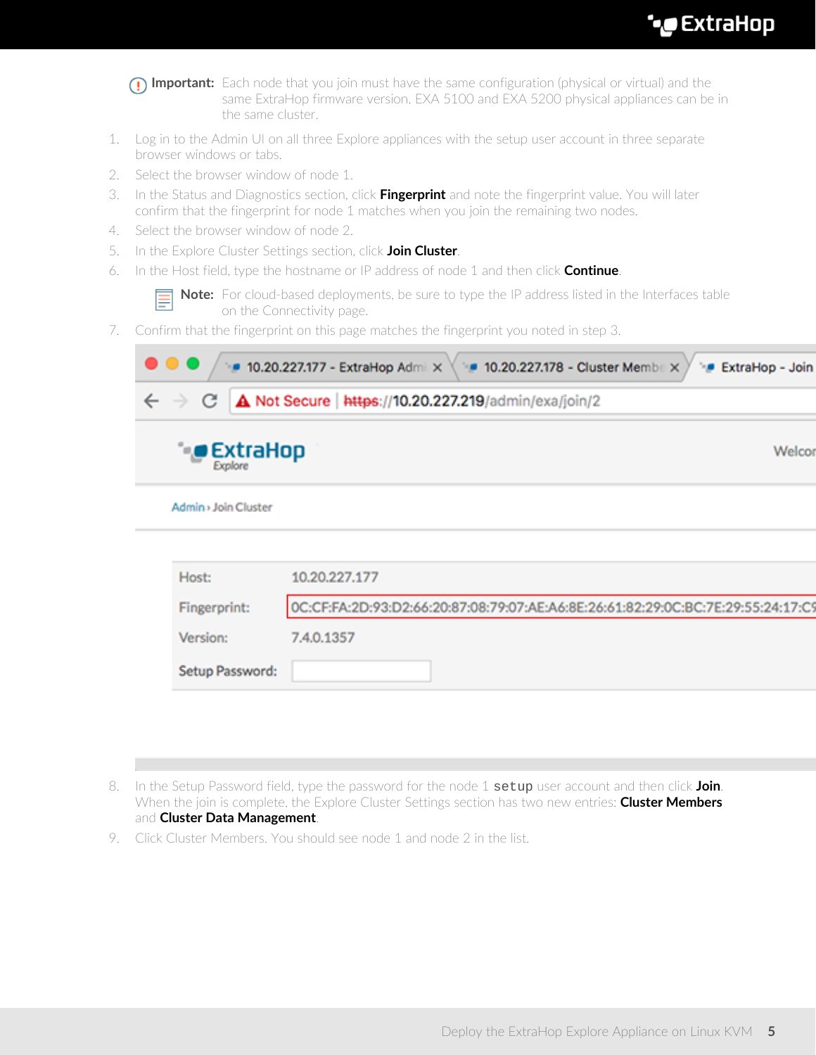**Important:** Each node that you join must have the same configuration (physical or virtual) and the same ExtraHop firmware version. EXA 5100 and EXA 5200 physical appliances can be in the same cluster.

1. Log in to the Admin UI on all three Explore appliances with the setup user account in three separate browser windows or tabs.
2. Select the browser window of node 1.
3. In the Status and Diagnostics section, click **Fingerprint** and note the fingerprint value. You will later confirm that the fingerprint for node 1 matches when you join the remaining two nodes.
4. Select the browser window of node 2.
5. In the Explore Cluster Settings section, click **Join Cluster**.
6. In the Host field, type the hostname or IP address of node 1 and then click **Continue**.

   **Note:** For cloud-based deployments, be sure to type the IP address listed in the Interfaces table on the Connectivity page.

7. Confirm that the fingerprint on this page matches the fingerprint you noted in step 3.

8. In the Setup Password field, type the password for the node 1 `setup` user account and then click **Join**. When the join is complete, the Explore Cluster Settings section has two new entries: **Cluster Members** and **Cluster Data Management**.
9. Click Cluster Members. You should see node 1 and node 2 in the list.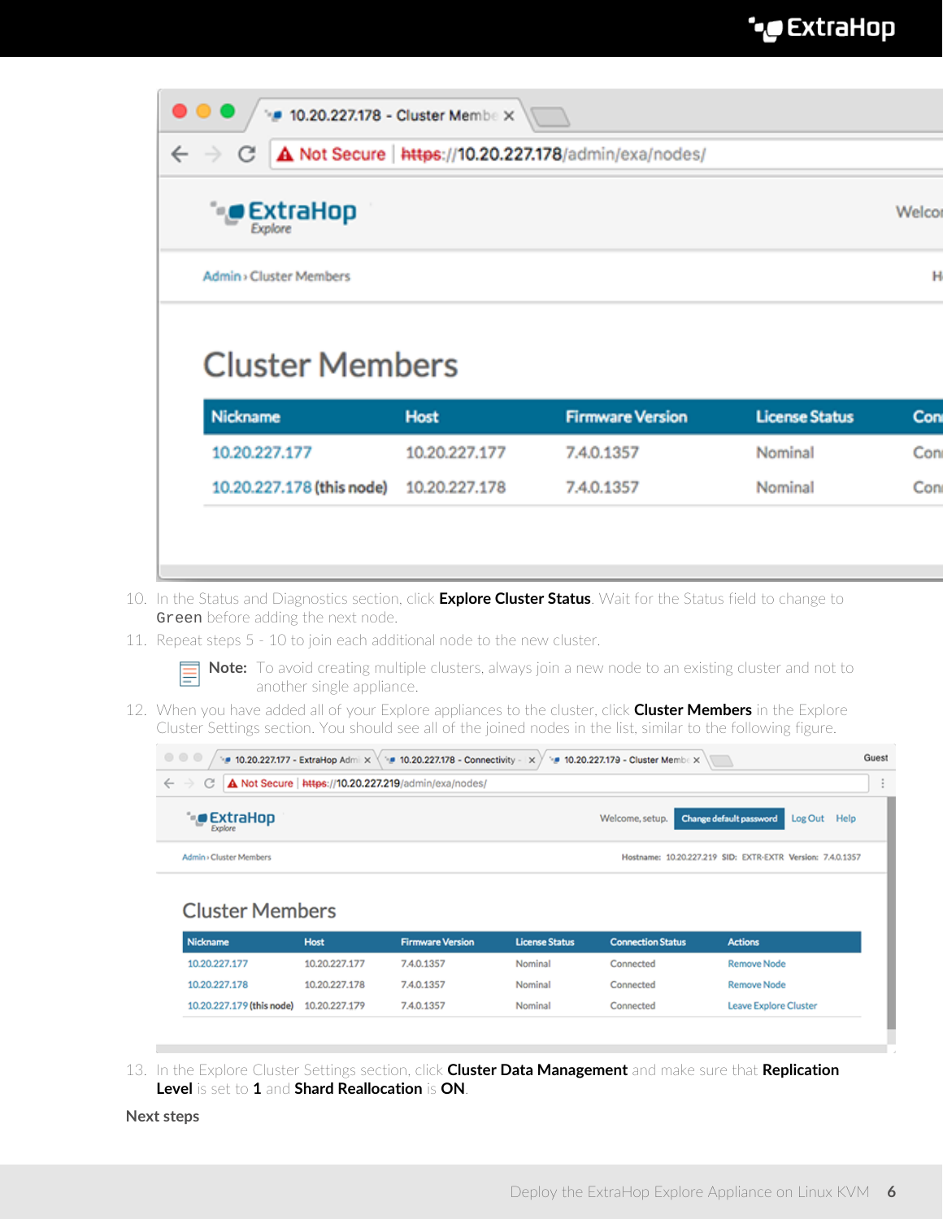10. In the Status and Diagnostics section, click **Explore Cluster Status**. Wait for the Status field to change to `Green` before adding the next node.
11. Repeat steps 5 - 10 to join each additional node to the new cluster.

    **Note:** To avoid creating multiple clusters, always join a new node to an existing cluster and not to another single appliance.

12. When you have added all of your Explore appliances to the cluster, click **Cluster Members** in the Explore Cluster Settings section. You should see all of the joined nodes in the list, similar to the following figure.
13. In the Explore Cluster Settings section, click **Cluster Data Management** and make sure that **Replication Level** is set to **1** and **Shard Reallocation** is **ON**.

**Next steps**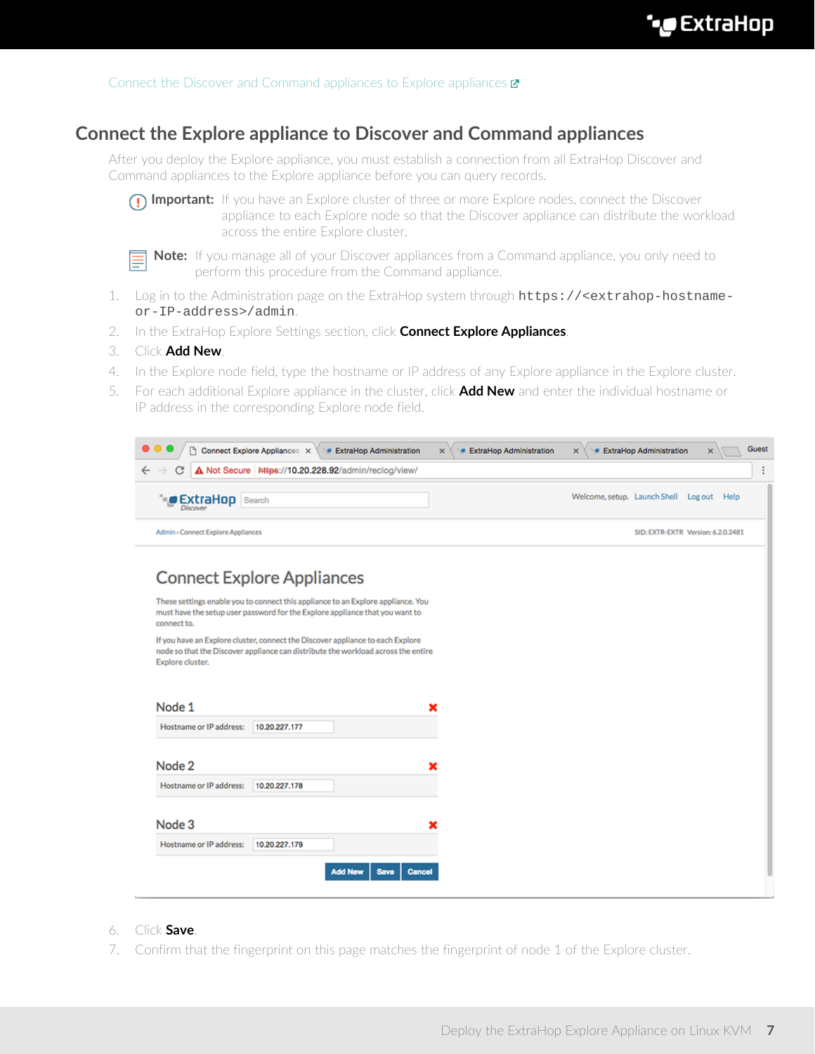Connect the Discover and Command appliances to Explore appliances

## Connect the Explore appliance to Discover and Command appliances

After you deploy the Explore appliance, you must establish a connection from all ExtraHop Discover and Command appliances to the Explore appliance before you can query records.

**Important:** If you have an Explore cluster of three or more Explore nodes, connect the Discover appliance to each Explore node so that the Discover appliance can distribute the workload across the entire Explore cluster.

**Note:** If you manage all of your Discover appliances from a Command appliance, you only need to perform this procedure from the Command appliance.

1. Log in to the Administration page on the ExtraHop system through `https://<extrahop-hostname-or-IP-address>/admin`.
2. In the ExtraHop Explore Settings section, click **Connect Explore Appliances**.
3. Click **Add New**.
4. In the Explore node field, type the hostname or IP address of any Explore appliance in the Explore cluster.
5. For each additional Explore appliance in the cluster, click **Add New** and enter the individual hostname or IP address in the corresponding Explore node field.
6. Click **Save**.
7. Confirm that the fingerprint on this page matches the fingerprint of node 1 of the Explore cluster.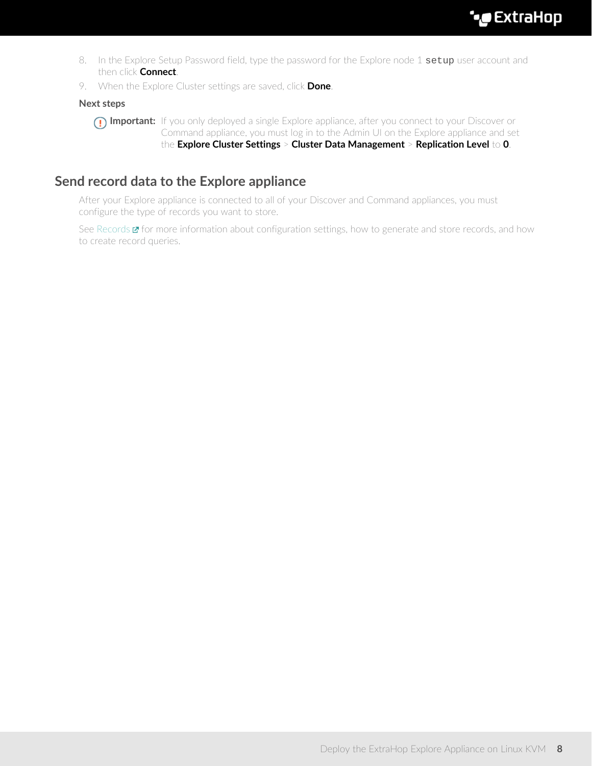8. In the Explore Setup Password field, type the password for the Explore node 1 `setup` user account and then click **Connect**.
9. When the Explore Cluster settings are saved, click **Done**.

**Next steps**

> **Important:** If you only deployed a single Explore appliance, after you connect to your Discover or Command appliance, you must log in to the Admin UI on the Explore appliance and set the **Explore Cluster Settings** > **Cluster Data Management** > **Replication Level** to **0**.

## Send record data to the Explore appliance

After your Explore appliance is connected to all of your Discover and Command appliances, you must configure the type of records you want to store.

See Records for more information about configuration settings, how to generate and store records, and how to create record queries.